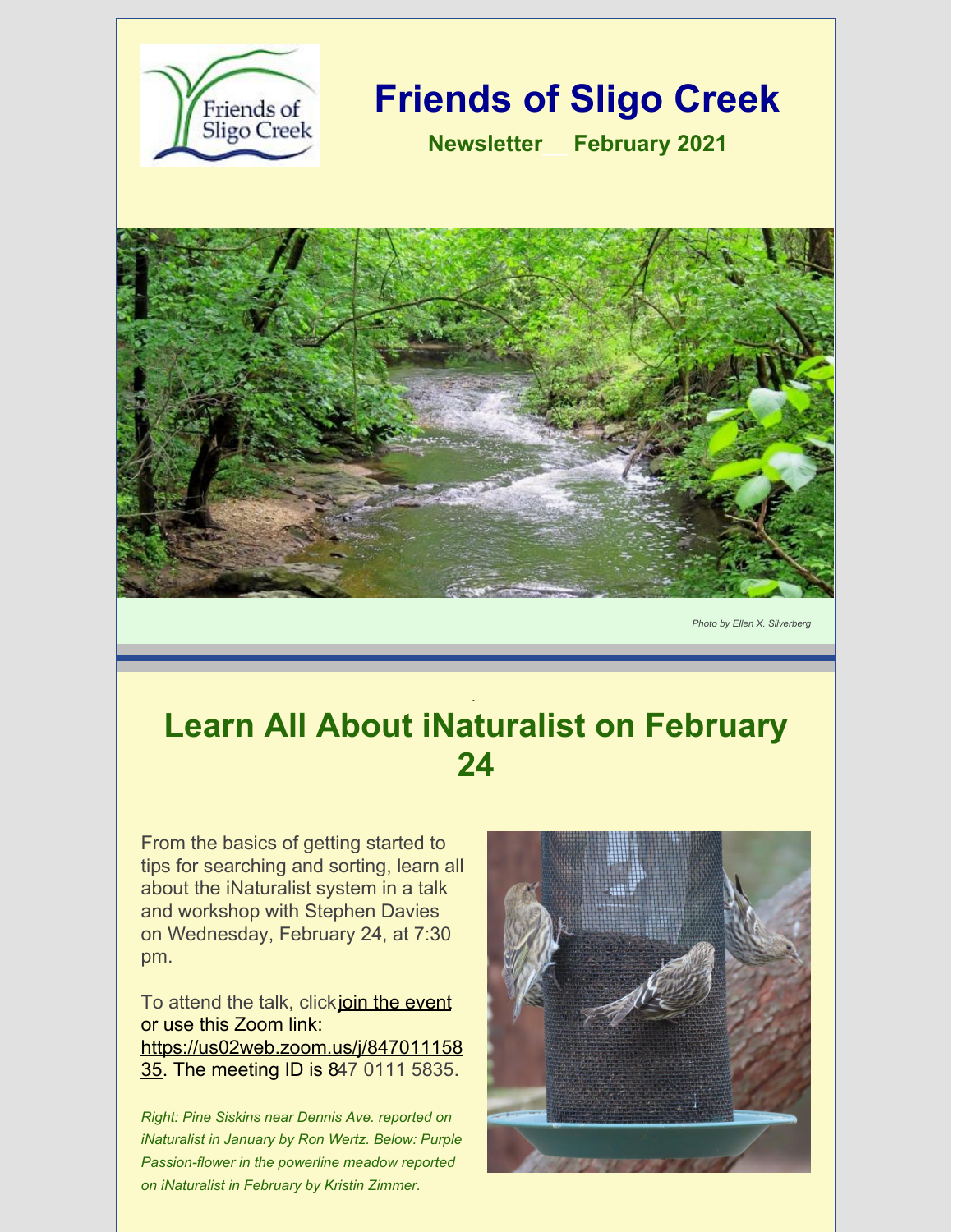# Friends of Sligo Creek

**Newsletter February 2021**

*Photo by Ellen X. Silverberg*

## Learn All About iNaturalist on February 24

From the basics of getting started to tips for searching and sorting, learn all about the iNaturalist system in a talk and workshop with Stephen Davies on Wednesday, February 24, at 7:30 pm.

To attend the talk, click join the event or use this Zoom link: https://us02web.zoom.us/j/84701115835. The meeting ID is 847 0111 5835.

*Right: Pine Siskins near Dennis Ave. reported on iNaturalist in January by Ron Wertz. Below: Purple Passion-flower in the powerline meadow reported on iNaturalist in February by Kristin Zimmer.*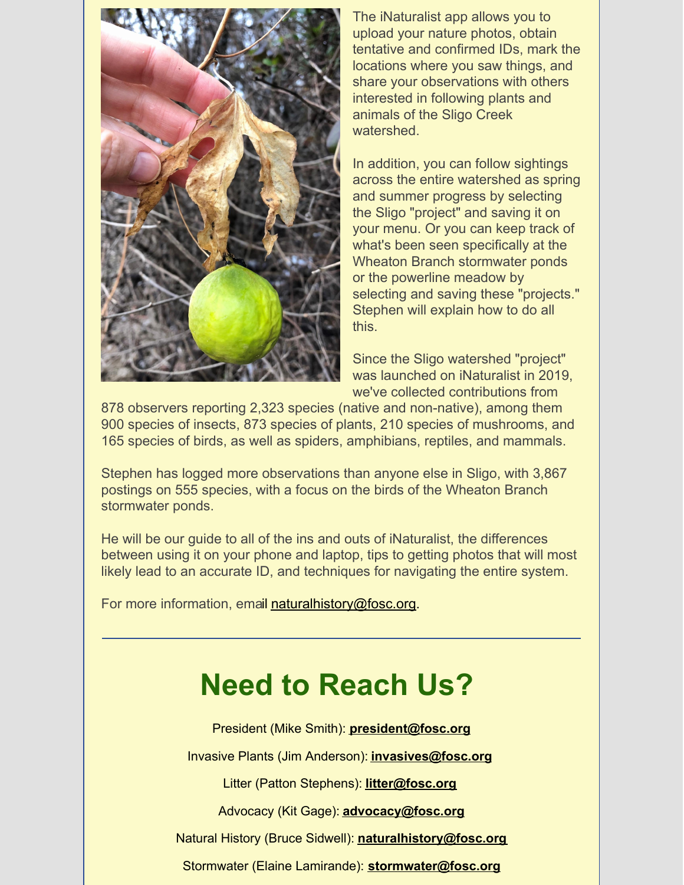The iNaturalist app allows you to upload your nature photos, obtain tentative and confirmed IDs, mark the locations where you saw things, and share your observations with others interested in following plants and animals of the Sligo Creek watershed.

In addition, you can follow sightings across the entire watershed as spring and summer progress by selecting the Sligo "project" and saving it on your menu. Or you can keep track of what's been seen specifically at the Wheaton Branch stormwater ponds or the powerline meadow by selecting and saving these "projects." Stephen will explain how to do all this.

Since the Sligo watershed "project" was launched on iNaturalist in 2019, we've collected contributions from 878 observers reporting 2,323 species (native and non-native), among them 900 species of insects, 873 species of plants, 210 species of mushrooms, and 165 species of birds, as well as spiders, amphibians, reptiles, and mammals.

Stephen has logged more observations than anyone else in Sligo, with 3,867 postings on 555 species, with a focus on the birds of the Wheaton Branch stormwater ponds.

He will be our guide to all of the ins and outs of iNaturalist, the differences between using it on your phone and laptop, tips to getting photos that will most likely lead to an accurate ID, and techniques for navigating the entire system.

For more information, email naturalhistory@fosc.org.

---

# Need to Reach Us?

President (Mike Smith): **president@fosc.org**

Invasive Plants (Jim Anderson): **invasives@fosc.org**

Litter (Patton Stephens): **litter@fosc.org**

Advocacy (Kit Gage): **advocacy@fosc.org**

Natural History (Bruce Sidwell): **naturalhistory@fosc.org**

Stormwater (Elaine Lamirande): **stormwater@fosc.org**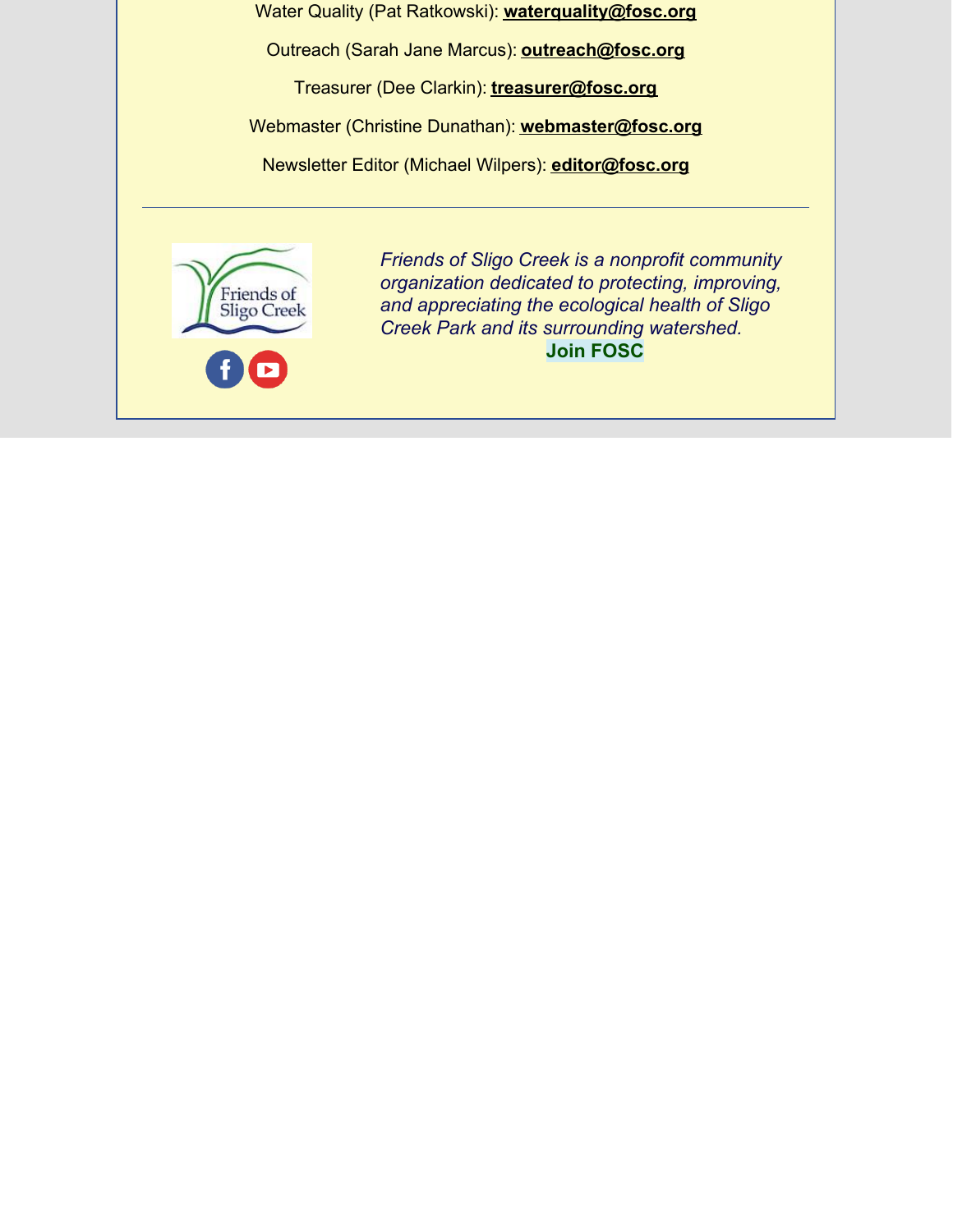Water Quality (Pat Ratkowski): **waterquality@fosc.org**

Outreach (Sarah Jane Marcus): **outreach@fosc.org**

Treasurer (Dee Clarkin): **treasurer@fosc.org**

Webmaster (Christine Dunathan): **webmaster@fosc.org**

Newsletter Editor (Michael Wilpers): **editor@fosc.org**

---

*Friends of Sligo Creek is a nonprofit community organization dedicated to protecting, improving, and appreciating the ecological health of Sligo Creek Park and its surrounding watershed.*

**Join FOSC**